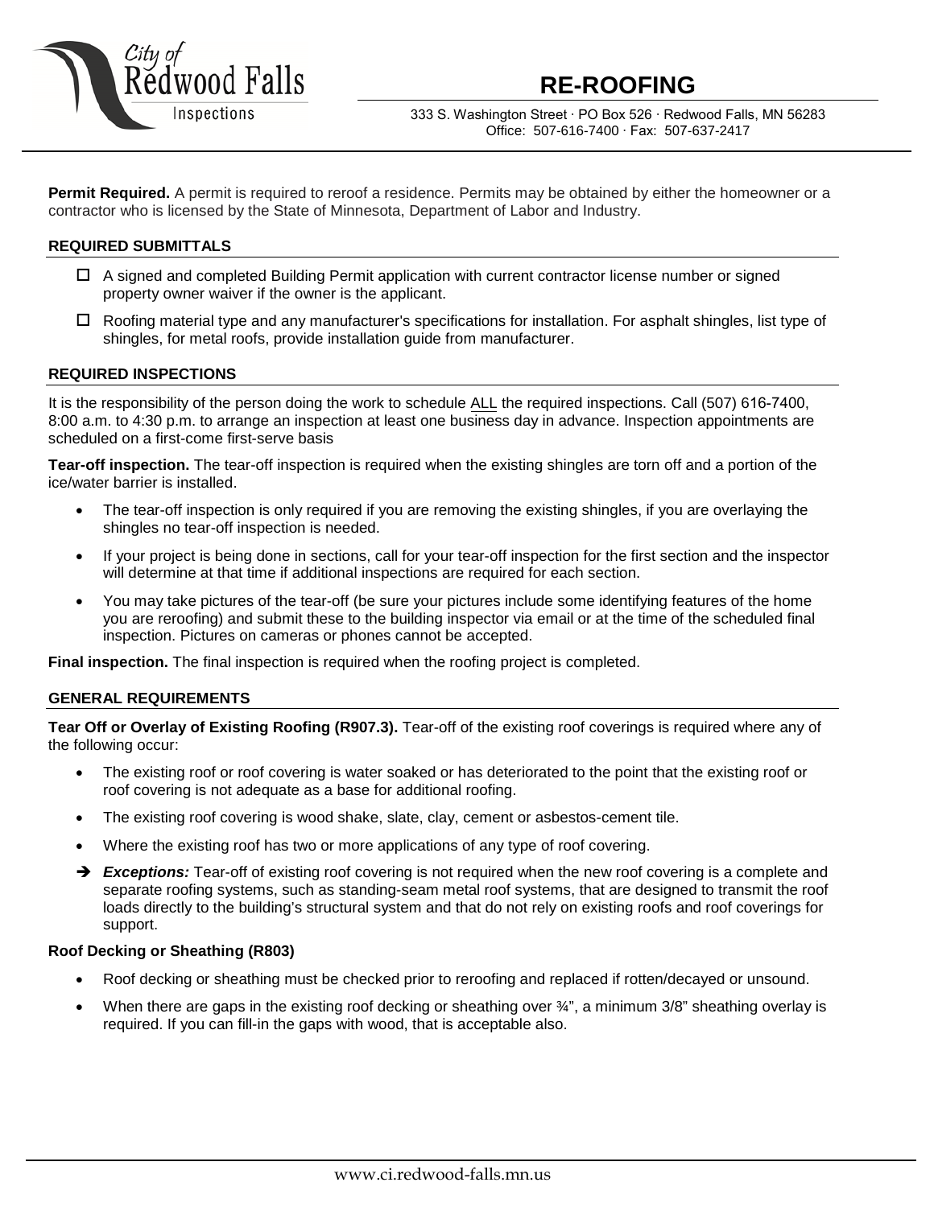City of Redwood Falls Inspections

# RE-ROOFING

333 S. Washington Street · PO Box 526 · Redwood Falls, MN 56283
Office: 507-616-7400 · Fax: 507-637-2417

**Permit Required.** A permit is required to reroof a residence. Permits may be obtained by either the homeowner or a contractor who is licensed by the State of Minnesota, Department of Labor and Industry.

## REQUIRED SUBMITTALS

- ☐ A signed and completed Building Permit application with current contractor license number or signed property owner waiver if the owner is the applicant.
- ☐ Roofing material type and any manufacturer's specifications for installation. For asphalt shingles, list type of shingles, for metal roofs, provide installation guide from manufacturer.

## REQUIRED INSPECTIONS

It is the responsibility of the person doing the work to schedule ALL the required inspections. Call (507) 616-7400, 8:00 a.m. to 4:30 p.m. to arrange an inspection at least one business day in advance. Inspection appointments are scheduled on a first-come first-serve basis

**Tear-off inspection.** The tear-off inspection is required when the existing shingles are torn off and a portion of the ice/water barrier is installed.

- The tear-off inspection is only required if you are removing the existing shingles, if you are overlaying the shingles no tear-off inspection is needed.
- If your project is being done in sections, call for your tear-off inspection for the first section and the inspector will determine at that time if additional inspections are required for each section.
- You may take pictures of the tear-off (be sure your pictures include some identifying features of the home you are reroofing) and submit these to the building inspector via email or at the time of the scheduled final inspection. Pictures on cameras or phones cannot be accepted.

**Final inspection.** The final inspection is required when the roofing project is completed.

## GENERAL REQUIREMENTS

**Tear Off or Overlay of Existing Roofing (R907.3).** Tear-off of the existing roof coverings is required where any of the following occur:

- The existing roof or roof covering is water soaked or has deteriorated to the point that the existing roof or roof covering is not adequate as a base for additional roofing.
- The existing roof covering is wood shake, slate, clay, cement or asbestos-cement tile.
- Where the existing roof has two or more applications of any type of roof covering.

➔ ***Exceptions:*** Tear-off of existing roof covering is not required when the new roof covering is a complete and separate roofing systems, such as standing-seam metal roof systems, that are designed to transmit the roof loads directly to the building's structural system and that do not rely on existing roofs and roof coverings for support.

**Roof Decking or Sheathing (R803)**

- Roof decking or sheathing must be checked prior to reroofing and replaced if rotten/decayed or unsound.
- When there are gaps in the existing roof decking or sheathing over ¾", a minimum 3/8" sheathing overlay is required. If you can fill-in the gaps with wood, that is acceptable also.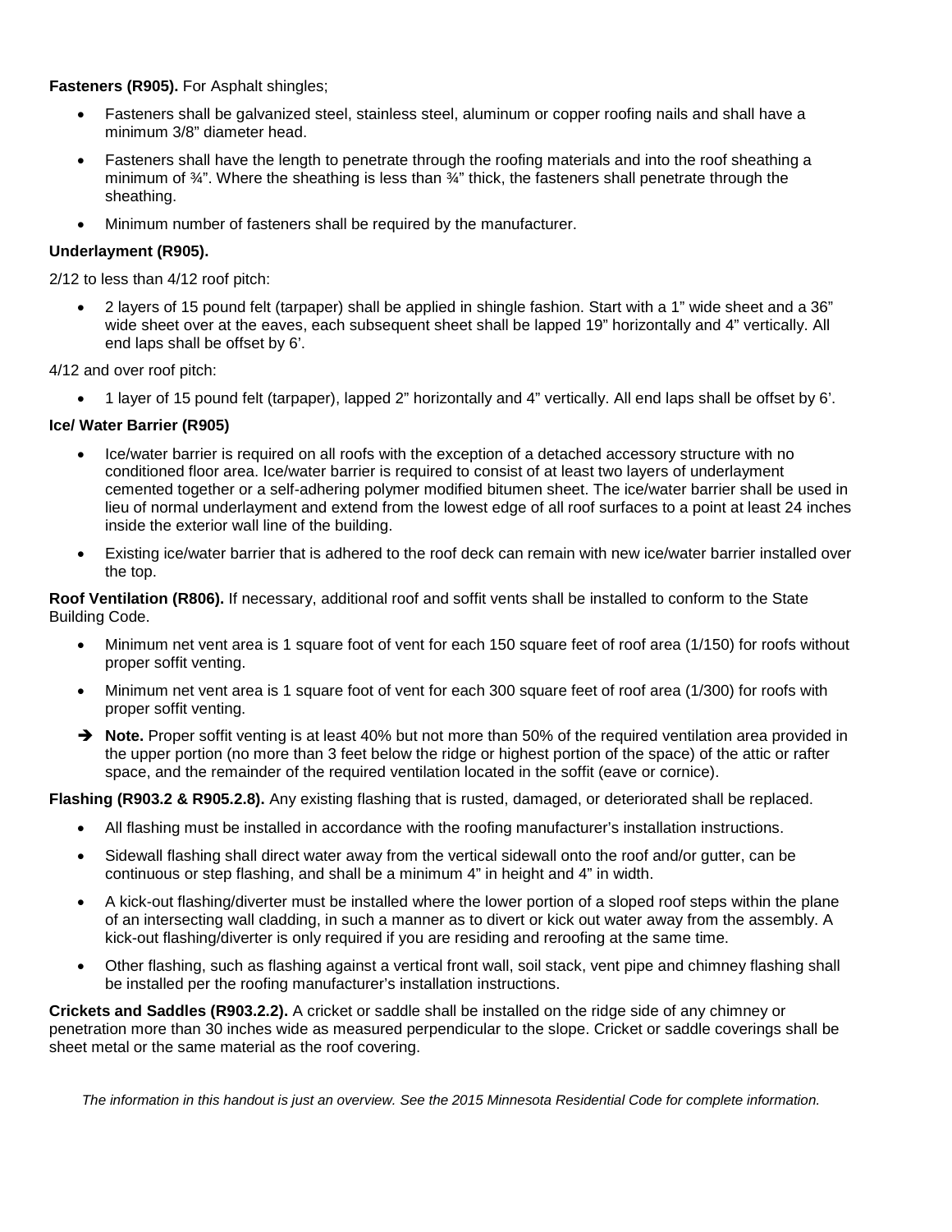**Fasteners (R905).** For Asphalt shingles;

- Fasteners shall be galvanized steel, stainless steel, aluminum or copper roofing nails and shall have a minimum 3/8" diameter head.
- Fasteners shall have the length to penetrate through the roofing materials and into the roof sheathing a minimum of ¾". Where the sheathing is less than ¾" thick, the fasteners shall penetrate through the sheathing.
- Minimum number of fasteners shall be required by the manufacturer.

**Underlayment (R905).**

2/12 to less than 4/12 roof pitch:

- 2 layers of 15 pound felt (tarpaper) shall be applied in shingle fashion. Start with a 1" wide sheet and a 36" wide sheet over at the eaves, each subsequent sheet shall be lapped 19" horizontally and 4" vertically. All end laps shall be offset by 6'.

4/12 and over roof pitch:

- 1 layer of 15 pound felt (tarpaper), lapped 2" horizontally and 4" vertically. All end laps shall be offset by 6'.

**Ice/ Water Barrier (R905)**

- Ice/water barrier is required on all roofs with the exception of a detached accessory structure with no conditioned floor area. Ice/water barrier is required to consist of at least two layers of underlayment cemented together or a self-adhering polymer modified bitumen sheet. The ice/water barrier shall be used in lieu of normal underlayment and extend from the lowest edge of all roof surfaces to a point at least 24 inches inside the exterior wall line of the building.
- Existing ice/water barrier that is adhered to the roof deck can remain with new ice/water barrier installed over the top.

**Roof Ventilation (R806).** If necessary, additional roof and soffit vents shall be installed to conform to the State Building Code.

- Minimum net vent area is 1 square foot of vent for each 150 square feet of roof area (1/150) for roofs without proper soffit venting.
- Minimum net vent area is 1 square foot of vent for each 300 square feet of roof area (1/300) for roofs with proper soffit venting.
- ➔ **Note.** Proper soffit venting is at least 40% but not more than 50% of the required ventilation area provided in the upper portion (no more than 3 feet below the ridge or highest portion of the space) of the attic or rafter space, and the remainder of the required ventilation located in the soffit (eave or cornice).

**Flashing (R903.2 & R905.2.8).** Any existing flashing that is rusted, damaged, or deteriorated shall be replaced.

- All flashing must be installed in accordance with the roofing manufacturer's installation instructions.
- Sidewall flashing shall direct water away from the vertical sidewall onto the roof and/or gutter, can be continuous or step flashing, and shall be a minimum 4" in height and 4" in width.
- A kick-out flashing/diverter must be installed where the lower portion of a sloped roof steps within the plane of an intersecting wall cladding, in such a manner as to divert or kick out water away from the assembly. A kick-out flashing/diverter is only required if you are residing and reroofing at the same time.
- Other flashing, such as flashing against a vertical front wall, soil stack, vent pipe and chimney flashing shall be installed per the roofing manufacturer's installation instructions.

**Crickets and Saddles (R903.2.2).** A cricket or saddle shall be installed on the ridge side of any chimney or penetration more than 30 inches wide as measured perpendicular to the slope. Cricket or saddle coverings shall be sheet metal or the same material as the roof covering.

*The information in this handout is just an overview. See the 2015 Minnesota Residential Code for complete information.*